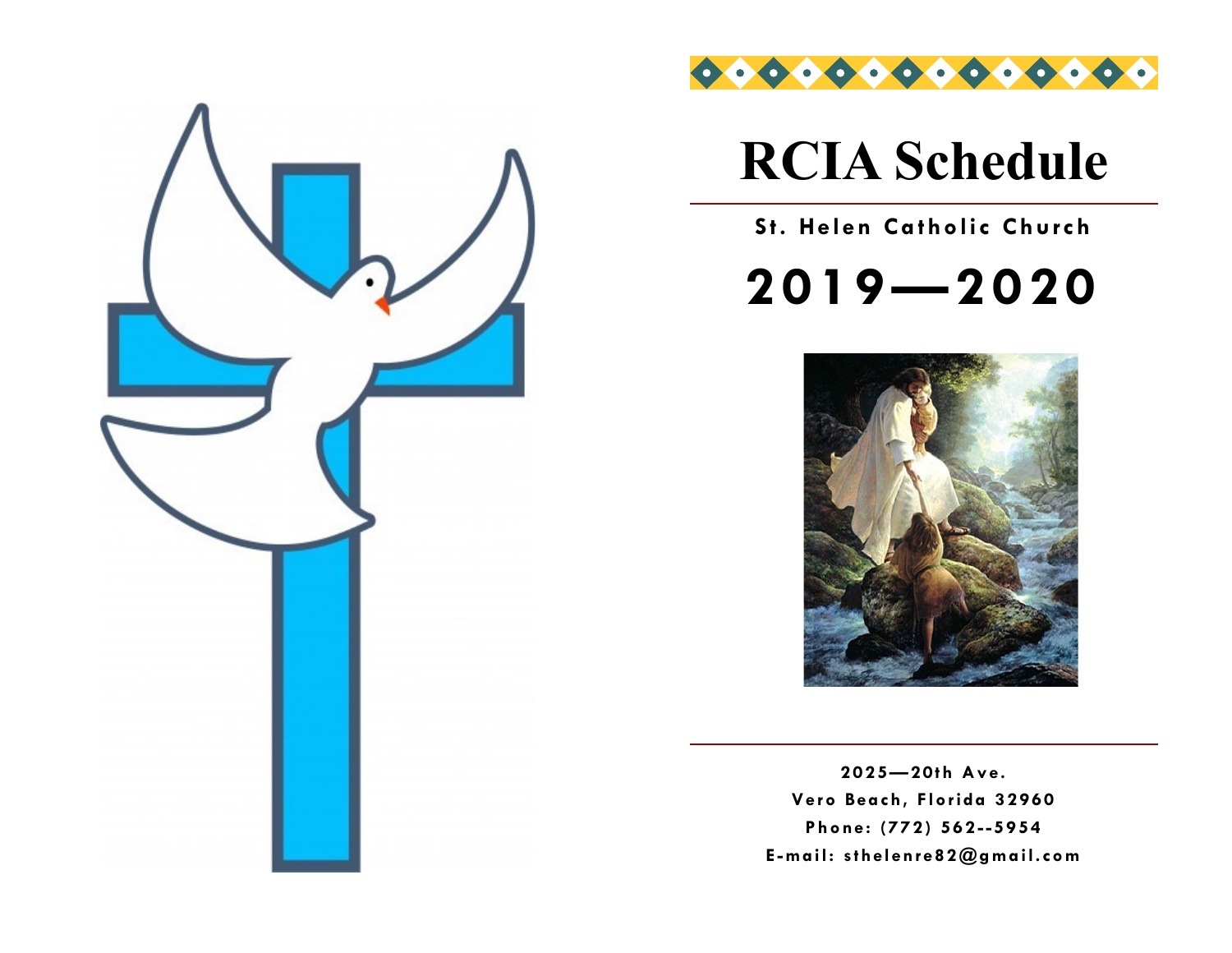# RCIA Schedule

**St. Helen Catholic Church**

# 2019—2020

2025—20th Ave.
Vero Beach, Florida 32960
Phone: (772) 562--5954
E-mail: sthelenre82@gmail.com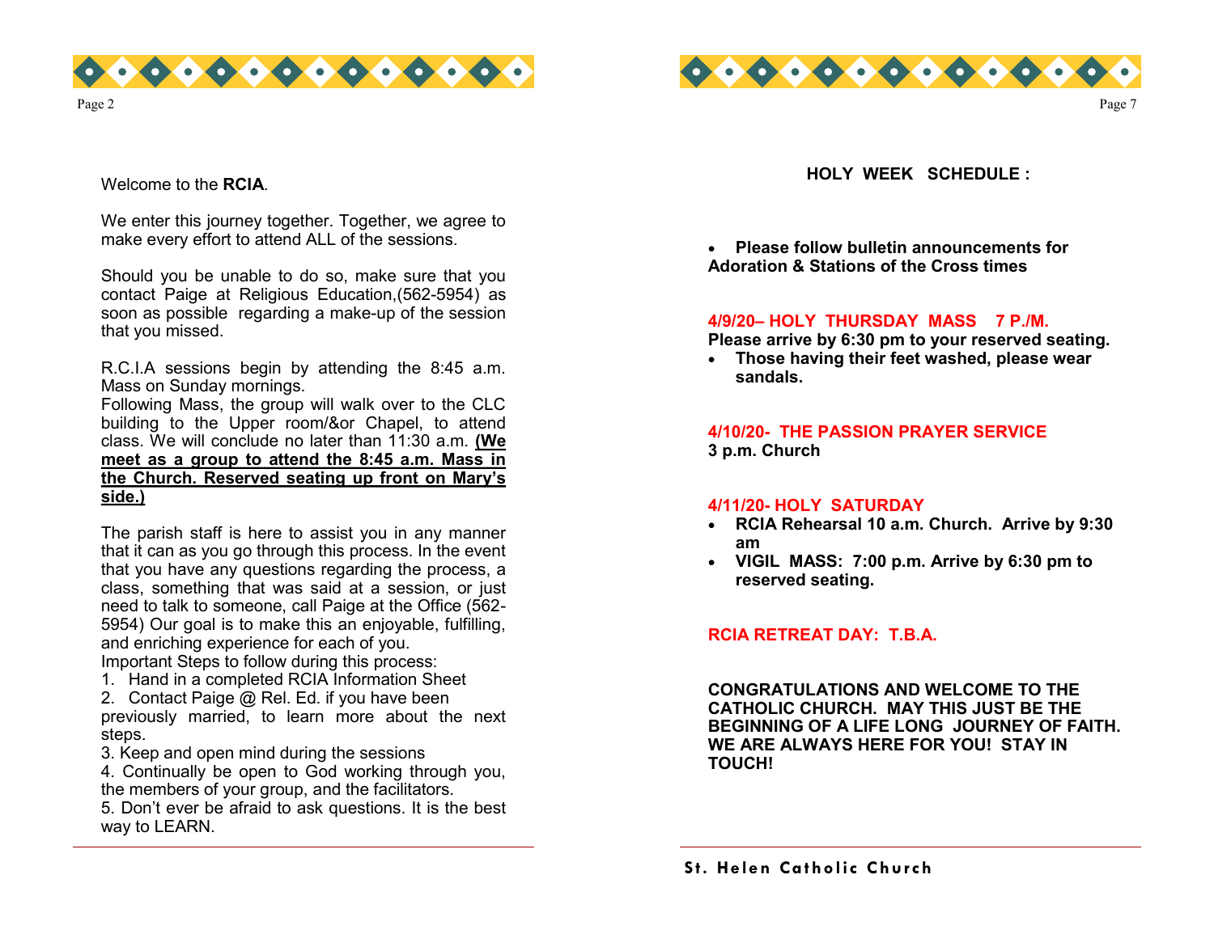Welcome to the **RCIA**.

We enter this journey together. Together, we agree to make every effort to attend ALL of the sessions.

Should you be unable to do so, make sure that you contact Paige at Religious Education,(562-5954) as soon as possible regarding a make-up of the session that you missed.

R.C.I.A sessions begin by attending the 8:45 a.m. Mass on Sunday mornings.
Following Mass, the group will walk over to the CLC building to the Upper room/&or Chapel, to attend class. We will conclude no later than 11:30 a.m. **(We meet as a group to attend the 8:45 a.m. Mass in the Church. Reserved seating up front on Mary's side.)**

The parish staff is here to assist you in any manner that it can as you go through this process. In the event that you have any questions regarding the process, a class, something that was said at a session, or just need to talk to someone, call Paige at the Office (562-5954) Our goal is to make this an enjoyable, fulfilling, and enriching experience for each of you.
Important Steps to follow during this process:

1. Hand in a completed RCIA Information Sheet
2. Contact Paige @ Rel. Ed. if you have been previously married, to learn more about the next steps.
3. Keep and open mind during the sessions
4. Continually be open to God working through you, the members of your group, and the facilitators.
5. Don't ever be afraid to ask questions. It is the best way to LEARN.

## HOLY WEEK SCHEDULE :

- **Please follow bulletin announcements for Adoration & Stations of the Cross times**

**4/9/20– HOLY THURSDAY MASS 7 P./M.**
**Please arrive by 6:30 pm to your reserved seating.**

- **Those having their feet washed, please wear sandals.**

**4/10/20- THE PASSION PRAYER SERVICE**
**3 p.m. Church**

**4/11/20- HOLY SATURDAY**

- **RCIA Rehearsal 10 a.m. Church. Arrive by 9:30 am**
- **VIGIL MASS: 7:00 p.m. Arrive by 6:30 pm to reserved seating.**

**RCIA RETREAT DAY: T.B.A.**

**CONGRATULATIONS AND WELCOME TO THE CATHOLIC CHURCH. MAY THIS JUST BE THE BEGINNING OF A LIFE LONG JOURNEY OF FAITH. WE ARE ALWAYS HERE FOR YOU! STAY IN TOUCH!**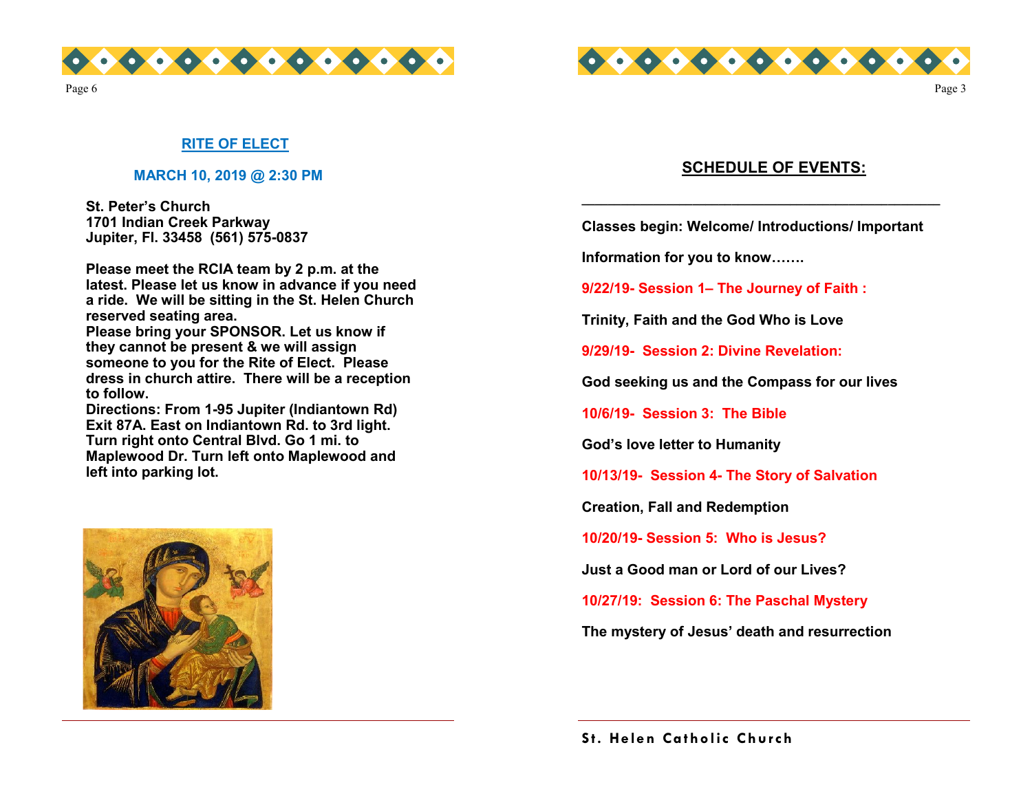## RITE OF ELECT

**MARCH 10, 2019 @ 2:30 PM**

**St. Peter's Church**
**1701 Indian Creek Parkway**
**Jupiter, Fl. 33458 (561) 575-0837**

**Please meet the RCIA team by 2 p.m. at the latest. Please let us know in advance if you need a ride. We will be sitting in the St. Helen Church reserved seating area.**
**Please bring your SPONSOR. Let us know if they cannot be present & we will assign someone to you for the Rite of Elect. Please dress in church attire. There will be a reception to follow.**
**Directions: From 1-95 Jupiter (Indiantown Rd) Exit 87A. East on Indiantown Rd. to 3rd light. Turn right onto Central Blvd. Go 1 mi. to Maplewood Dr. Turn left onto Maplewood and left into parking lot.**

## SCHEDULE OF EVENTS:

---

**Classes begin: Welcome/ Introductions/ Important Information for you to know…….**

**9/22/19- Session 1– The Journey of Faith :**

**Trinity, Faith and the God Who is Love**

**9/29/19- Session 2: Divine Revelation:**

**God seeking us and the Compass for our lives**

**10/6/19- Session 3: The Bible**

**God's love letter to Humanity**

**10/13/19- Session 4- The Story of Salvation**

**Creation, Fall and Redemption**

**10/20/19- Session 5: Who is Jesus?**

**Just a Good man or Lord of our Lives?**

**10/27/19: Session 6: The Paschal Mystery**

**The mystery of Jesus' death and resurrection**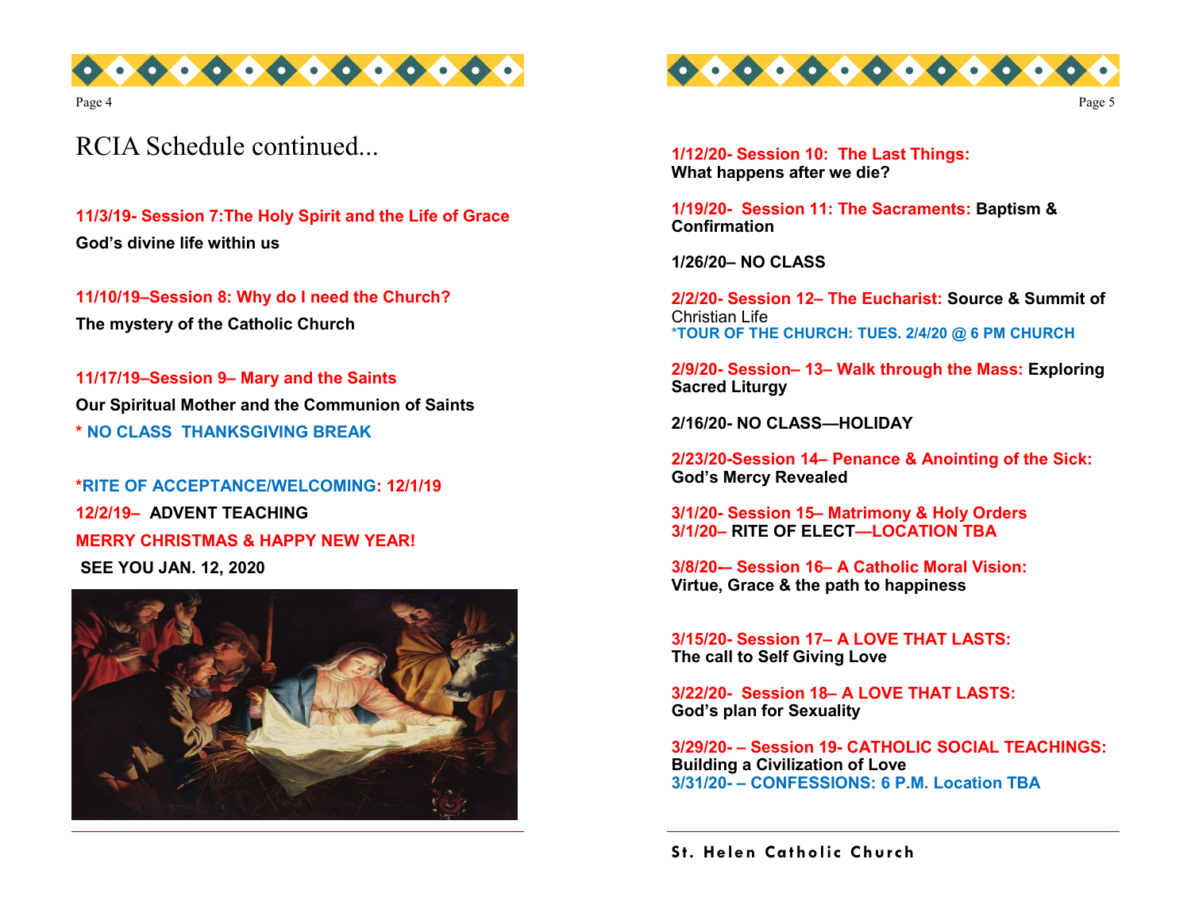# RCIA Schedule continued...

**11/3/19- Session 7:The Holy Spirit and the Life of Grace**

**God's divine life within us**

**11/10/19–Session 8: Why do I need the Church?**

**The mystery of the Catholic Church**

**11/17/19–Session 9– Mary and the Saints**

**Our Spiritual Mother and the Communion of Saints**

**\* NO CLASS THANKSGIVING BREAK**

**\*RITE OF ACCEPTANCE/WELCOMING: 12/1/19**

**12/2/19– ADVENT TEACHING**

**MERRY CHRISTMAS & HAPPY NEW YEAR!**

**SEE YOU JAN. 12, 2020**

**1/12/20- Session 10: The Last Things:**
**What happens after we die?**

**1/19/20- Session 11: The Sacraments: Baptism & Confirmation**

**1/26/20– NO CLASS**

**2/2/20- Session 12– The Eucharist: Source & Summit of** Christian Life
**\*TOUR OF THE CHURCH: TUES. 2/4/20 @ 6 PM CHURCH**

**2/9/20- Session– 13– Walk through the Mass: Exploring Sacred Liturgy**

**2/16/20- NO CLASS—HOLIDAY**

**2/23/20-Session 14– Penance & Anointing of the Sick:**
**God's Mercy Revealed**

**3/1/20- Session 15– Matrimony & Holy Orders**
**3/1/20– RITE OF ELECT—LOCATION TBA**

**3/8/20— Session 16– A Catholic Moral Vision:**
**Virtue, Grace & the path to happiness**

**3/15/20- Session 17– A LOVE THAT LASTS:**
**The call to Self Giving Love**

**3/22/20- Session 18– A LOVE THAT LASTS:**
**God's plan for Sexuality**

**3/29/20- – Session 19- CATHOLIC SOCIAL TEACHINGS:**
**Building a Civilization of Love**
**3/31/20- – CONFESSIONS: 6 P.M. Location TBA**

**St. Helen Catholic Church**